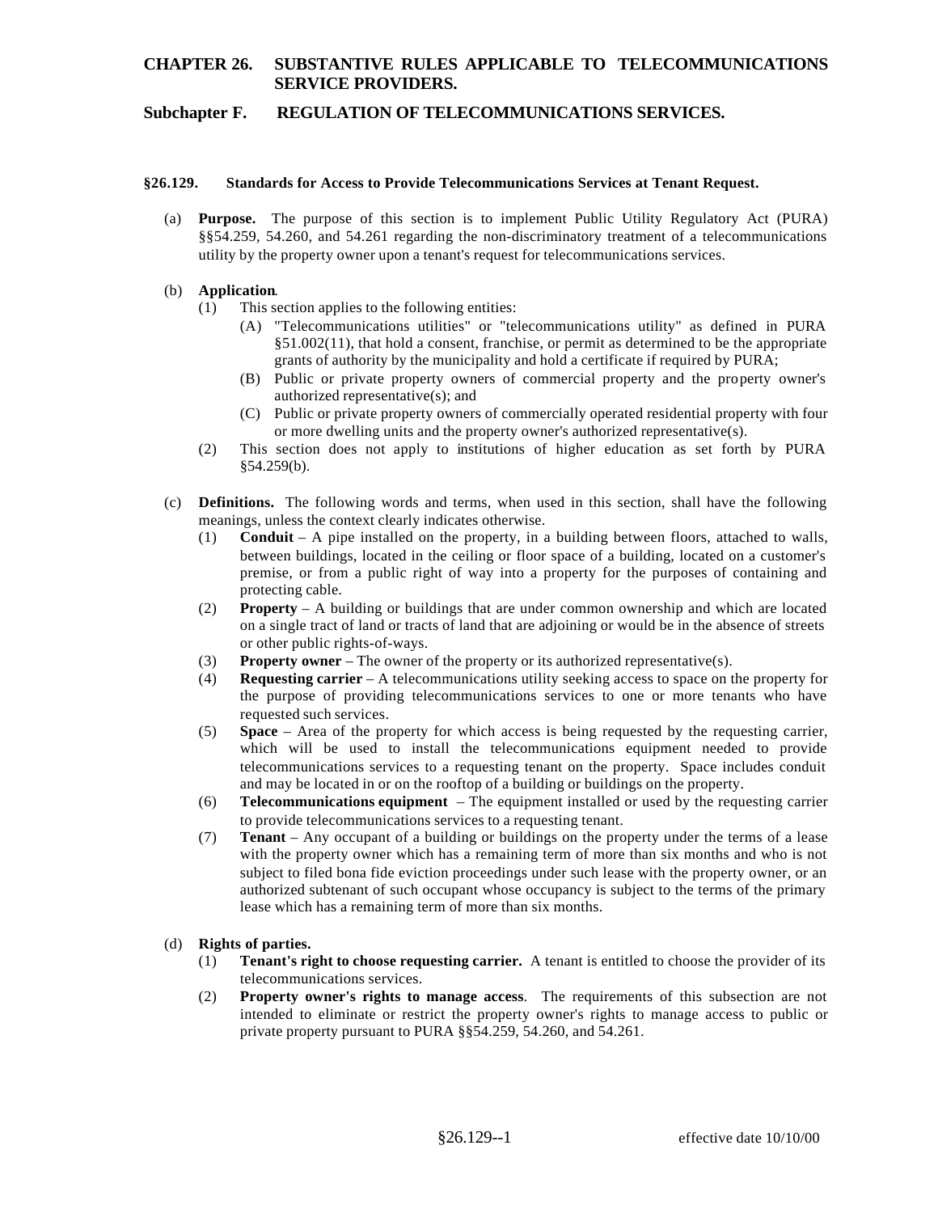# CHAPTER 26. SUBSTANTIVE RULES APPLICABLE TO TELECOMMUNICATIONS SERVICE PROVIDERS.

## Subchapter F. REGULATION OF TELECOMMUNICATIONS SERVICES.

### §26.129. Standards for Access to Provide Telecommunications Services at Tenant Request.

(a) **Purpose.** The purpose of this section is to implement Public Utility Regulatory Act (PURA) §§54.259, 54.260, and 54.261 regarding the non-discriminatory treatment of a telecommunications utility by the property owner upon a tenant's request for telecommunications services.

(b) **Application**.

(1) This section applies to the following entities:

(A) "Telecommunications utilities" or "telecommunications utility" as defined in PURA §51.002(11), that hold a consent, franchise, or permit as determined to be the appropriate grants of authority by the municipality and hold a certificate if required by PURA;

(B) Public or private property owners of commercial property and the property owner's authorized representative(s); and

(C) Public or private property owners of commercially operated residential property with four or more dwelling units and the property owner's authorized representative(s).

(2) This section does not apply to institutions of higher education as set forth by PURA §54.259(b).

(c) **Definitions.** The following words and terms, when used in this section, shall have the following meanings, unless the context clearly indicates otherwise.

(1) **Conduit** – A pipe installed on the property, in a building between floors, attached to walls, between buildings, located in the ceiling or floor space of a building, located on a customer's premise, or from a public right of way into a property for the purposes of containing and protecting cable.

(2) **Property** – A building or buildings that are under common ownership and which are located on a single tract of land or tracts of land that are adjoining or would be in the absence of streets or other public rights-of-ways.

(3) **Property owner** – The owner of the property or its authorized representative(s).

(4) **Requesting carrier** – A telecommunications utility seeking access to space on the property for the purpose of providing telecommunications services to one or more tenants who have requested such services.

(5) **Space** – Area of the property for which access is being requested by the requesting carrier, which will be used to install the telecommunications equipment needed to provide telecommunications services to a requesting tenant on the property. Space includes conduit and may be located in or on the rooftop of a building or buildings on the property.

(6) **Telecommunications equipment** – The equipment installed or used by the requesting carrier to provide telecommunications services to a requesting tenant.

(7) **Tenant** – Any occupant of a building or buildings on the property under the terms of a lease with the property owner which has a remaining term of more than six months and who is not subject to filed bona fide eviction proceedings under such lease with the property owner, or an authorized subtenant of such occupant whose occupancy is subject to the terms of the primary lease which has a remaining term of more than six months.

(d) **Rights of parties.**

(1) **Tenant's right to choose requesting carrier.** A tenant is entitled to choose the provider of its telecommunications services.

(2) **Property owner's rights to manage access**. The requirements of this subsection are not intended to eliminate or restrict the property owner's rights to manage access to public or private property pursuant to PURA §§54.259, 54.260, and 54.261.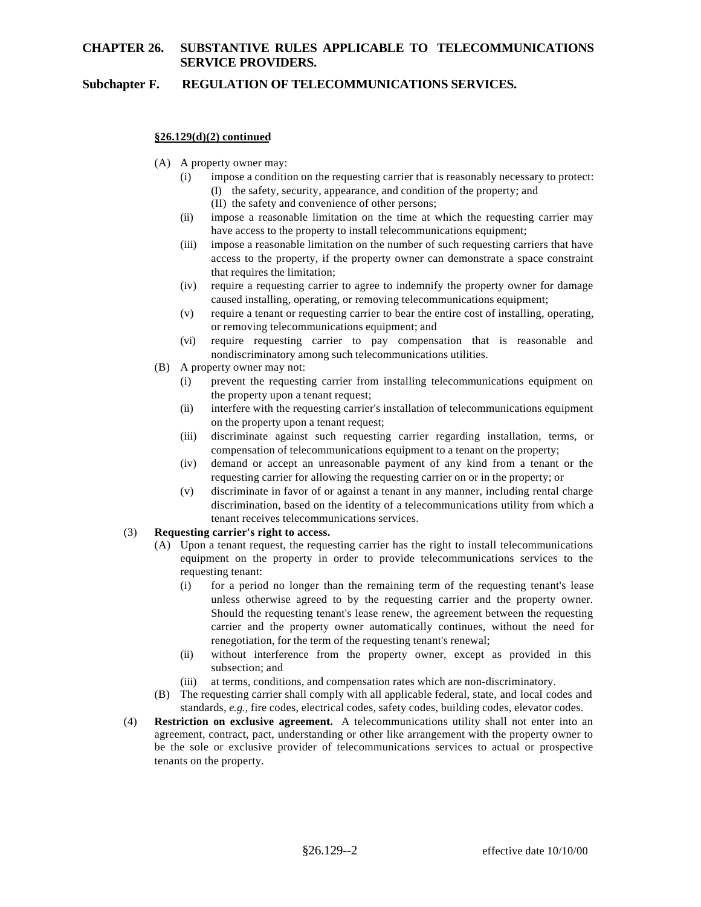**§26.129(d)(2) continued**

- (A) A property owner may:
  - (i) impose a condition on the requesting carrier that is reasonably necessary to protect:
    - (I) the safety, security, appearance, and condition of the property; and
    - (II) the safety and convenience of other persons;
  - (ii) impose a reasonable limitation on the time at which the requesting carrier may have access to the property to install telecommunications equipment;
  - (iii) impose a reasonable limitation on the number of such requesting carriers that have access to the property, if the property owner can demonstrate a space constraint that requires the limitation;
  - (iv) require a requesting carrier to agree to indemnify the property owner for damage caused installing, operating, or removing telecommunications equipment;
  - (v) require a tenant or requesting carrier to bear the entire cost of installing, operating, or removing telecommunications equipment; and
  - (vi) require requesting carrier to pay compensation that is reasonable and nondiscriminatory among such telecommunications utilities.
- (B) A property owner may not:
  - (i) prevent the requesting carrier from installing telecommunications equipment on the property upon a tenant request;
  - (ii) interfere with the requesting carrier's installation of telecommunications equipment on the property upon a tenant request;
  - (iii) discriminate against such requesting carrier regarding installation, terms, or compensation of telecommunications equipment to a tenant on the property;
  - (iv) demand or accept an unreasonable payment of any kind from a tenant or the requesting carrier for allowing the requesting carrier on or in the property; or
  - (v) discriminate in favor of or against a tenant in any manner, including rental charge discrimination, based on the identity of a telecommunications utility from which a tenant receives telecommunications services.

(3) **Requesting carrier's right to access.**

- (A) Upon a tenant request, the requesting carrier has the right to install telecommunications equipment on the property in order to provide telecommunications services to the requesting tenant:
  - (i) for a period no longer than the remaining term of the requesting tenant's lease unless otherwise agreed to by the requesting carrier and the property owner. Should the requesting tenant's lease renew, the agreement between the requesting carrier and the property owner automatically continues, without the need for renegotiation, for the term of the requesting tenant's renewal;
  - (ii) without interference from the property owner, except as provided in this subsection; and
  - (iii) at terms, conditions, and compensation rates which are non-discriminatory.
- (B) The requesting carrier shall comply with all applicable federal, state, and local codes and standards, *e.g.*, fire codes, electrical codes, safety codes, building codes, elevator codes.

(4) **Restriction on exclusive agreement.** A telecommunications utility shall not enter into an agreement, contract, pact, understanding or other like arrangement with the property owner to be the sole or exclusive provider of telecommunications services to actual or prospective tenants on the property.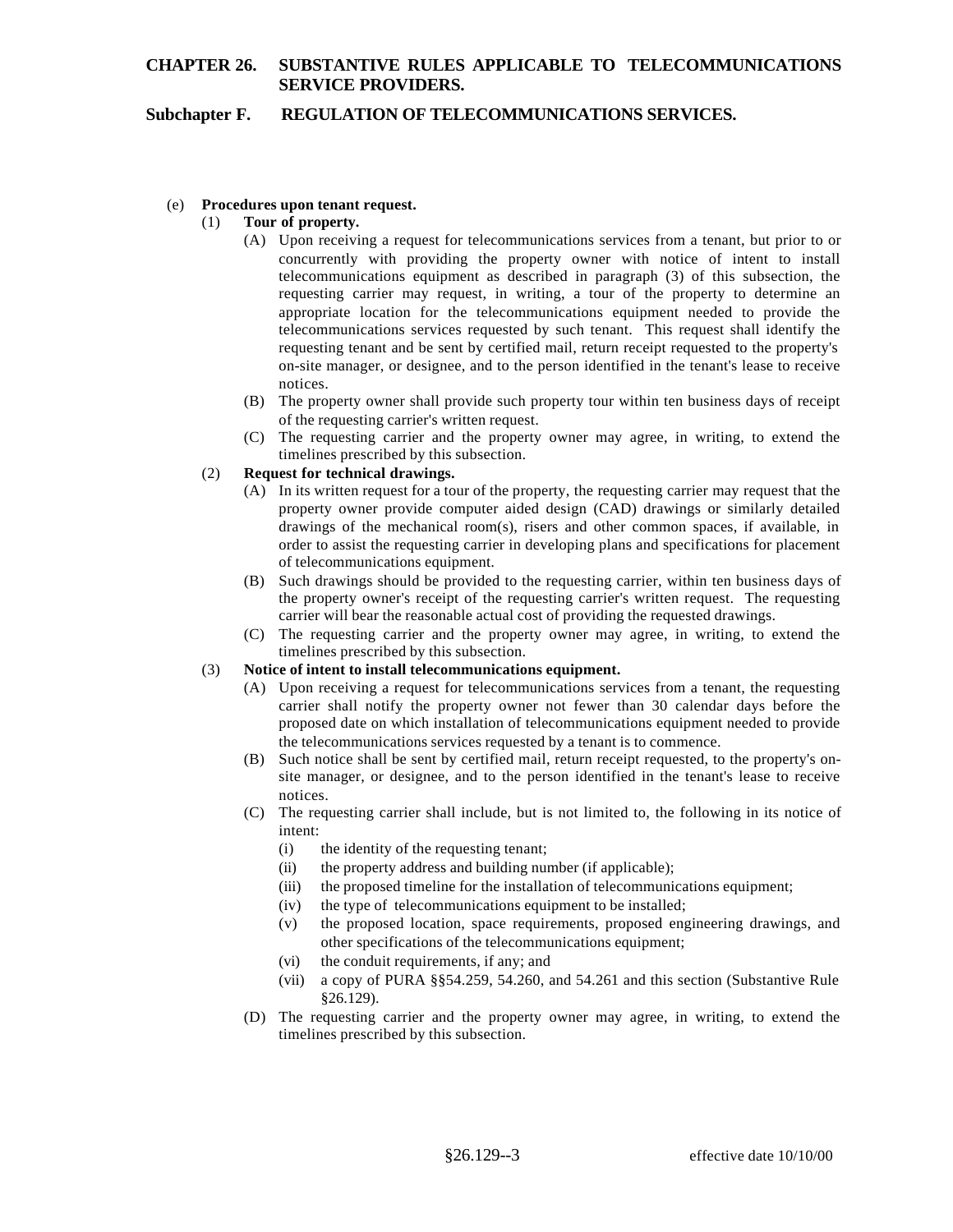(e) **Procedures upon tenant request.**

(1) **Tour of property.**

(A) Upon receiving a request for telecommunications services from a tenant, but prior to or concurrently with providing the property owner with notice of intent to install telecommunications equipment as described in paragraph (3) of this subsection, the requesting carrier may request, in writing, a tour of the property to determine an appropriate location for the telecommunications equipment needed to provide the telecommunications services requested by such tenant. This request shall identify the requesting tenant and be sent by certified mail, return receipt requested to the property's on-site manager, or designee, and to the person identified in the tenant's lease to receive notices.

(B) The property owner shall provide such property tour within ten business days of receipt of the requesting carrier's written request.

(C) The requesting carrier and the property owner may agree, in writing, to extend the timelines prescribed by this subsection.

(2) **Request for technical drawings.**

(A) In its written request for a tour of the property, the requesting carrier may request that the property owner provide computer aided design (CAD) drawings or similarly detailed drawings of the mechanical room(s), risers and other common spaces, if available, in order to assist the requesting carrier in developing plans and specifications for placement of telecommunications equipment.

(B) Such drawings should be provided to the requesting carrier, within ten business days of the property owner's receipt of the requesting carrier's written request. The requesting carrier will bear the reasonable actual cost of providing the requested drawings.

(C) The requesting carrier and the property owner may agree, in writing, to extend the timelines prescribed by this subsection.

(3) **Notice of intent to install telecommunications equipment.**

(A) Upon receiving a request for telecommunications services from a tenant, the requesting carrier shall notify the property owner not fewer than 30 calendar days before the proposed date on which installation of telecommunications equipment needed to provide the telecommunications services requested by a tenant is to commence.

(B) Such notice shall be sent by certified mail, return receipt requested, to the property's on-site manager, or designee, and to the person identified in the tenant's lease to receive notices.

(C) The requesting carrier shall include, but is not limited to, the following in its notice of intent:

(i) the identity of the requesting tenant;

(ii) the property address and building number (if applicable);

(iii) the proposed timeline for the installation of telecommunications equipment;

(iv) the type of telecommunications equipment to be installed;

(v) the proposed location, space requirements, proposed engineering drawings, and other specifications of the telecommunications equipment;

(vi) the conduit requirements, if any; and

(vii) a copy of PURA §§54.259, 54.260, and 54.261 and this section (Substantive Rule §26.129).

(D) The requesting carrier and the property owner may agree, in writing, to extend the timelines prescribed by this subsection.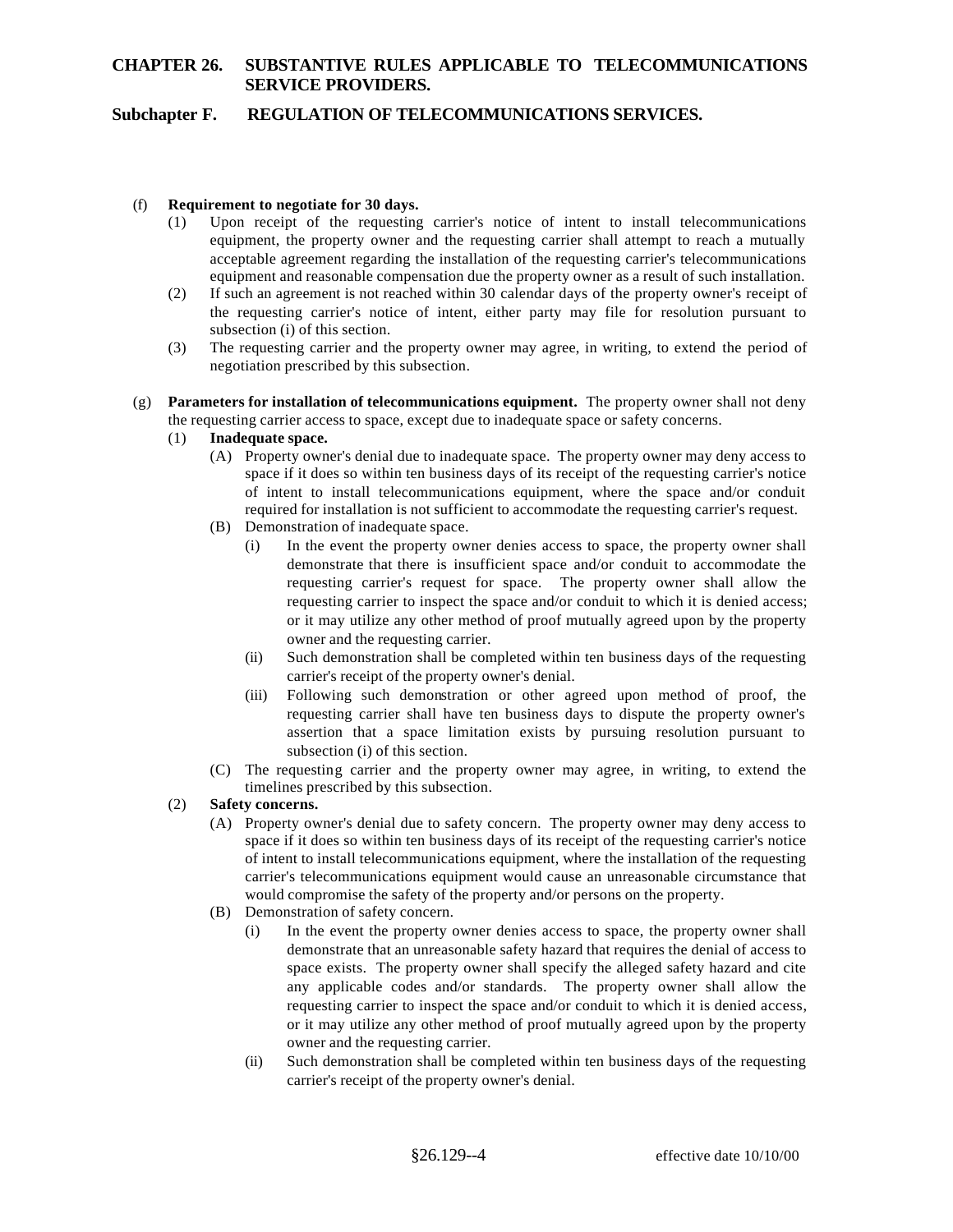(f) **Requirement to negotiate for 30 days.**

(1) Upon receipt of the requesting carrier's notice of intent to install telecommunications equipment, the property owner and the requesting carrier shall attempt to reach a mutually acceptable agreement regarding the installation of the requesting carrier's telecommunications equipment and reasonable compensation due the property owner as a result of such installation.

(2) If such an agreement is not reached within 30 calendar days of the property owner's receipt of the requesting carrier's notice of intent, either party may file for resolution pursuant to subsection (i) of this section.

(3) The requesting carrier and the property owner may agree, in writing, to extend the period of negotiation prescribed by this subsection.

(g) **Parameters for installation of telecommunications equipment.** The property owner shall not deny the requesting carrier access to space, except due to inadequate space or safety concerns.

(1) **Inadequate space.**

(A) Property owner's denial due to inadequate space. The property owner may deny access to space if it does so within ten business days of its receipt of the requesting carrier's notice of intent to install telecommunications equipment, where the space and/or conduit required for installation is not sufficient to accommodate the requesting carrier's request.

(B) Demonstration of inadequate space.

(i) In the event the property owner denies access to space, the property owner shall demonstrate that there is insufficient space and/or conduit to accommodate the requesting carrier's request for space. The property owner shall allow the requesting carrier to inspect the space and/or conduit to which it is denied access; or it may utilize any other method of proof mutually agreed upon by the property owner and the requesting carrier.

(ii) Such demonstration shall be completed within ten business days of the requesting carrier's receipt of the property owner's denial.

(iii) Following such demonstration or other agreed upon method of proof, the requesting carrier shall have ten business days to dispute the property owner's assertion that a space limitation exists by pursuing resolution pursuant to subsection (i) of this section.

(C) The requesting carrier and the property owner may agree, in writing, to extend the timelines prescribed by this subsection.

(2) **Safety concerns.**

(A) Property owner's denial due to safety concern. The property owner may deny access to space if it does so within ten business days of its receipt of the requesting carrier's notice of intent to install telecommunications equipment, where the installation of the requesting carrier's telecommunications equipment would cause an unreasonable circumstance that would compromise the safety of the property and/or persons on the property.

(B) Demonstration of safety concern.

(i) In the event the property owner denies access to space, the property owner shall demonstrate that an unreasonable safety hazard that requires the denial of access to space exists. The property owner shall specify the alleged safety hazard and cite any applicable codes and/or standards. The property owner shall allow the requesting carrier to inspect the space and/or conduit to which it is denied access, or it may utilize any other method of proof mutually agreed upon by the property owner and the requesting carrier.

(ii) Such demonstration shall be completed within ten business days of the requesting carrier's receipt of the property owner's denial.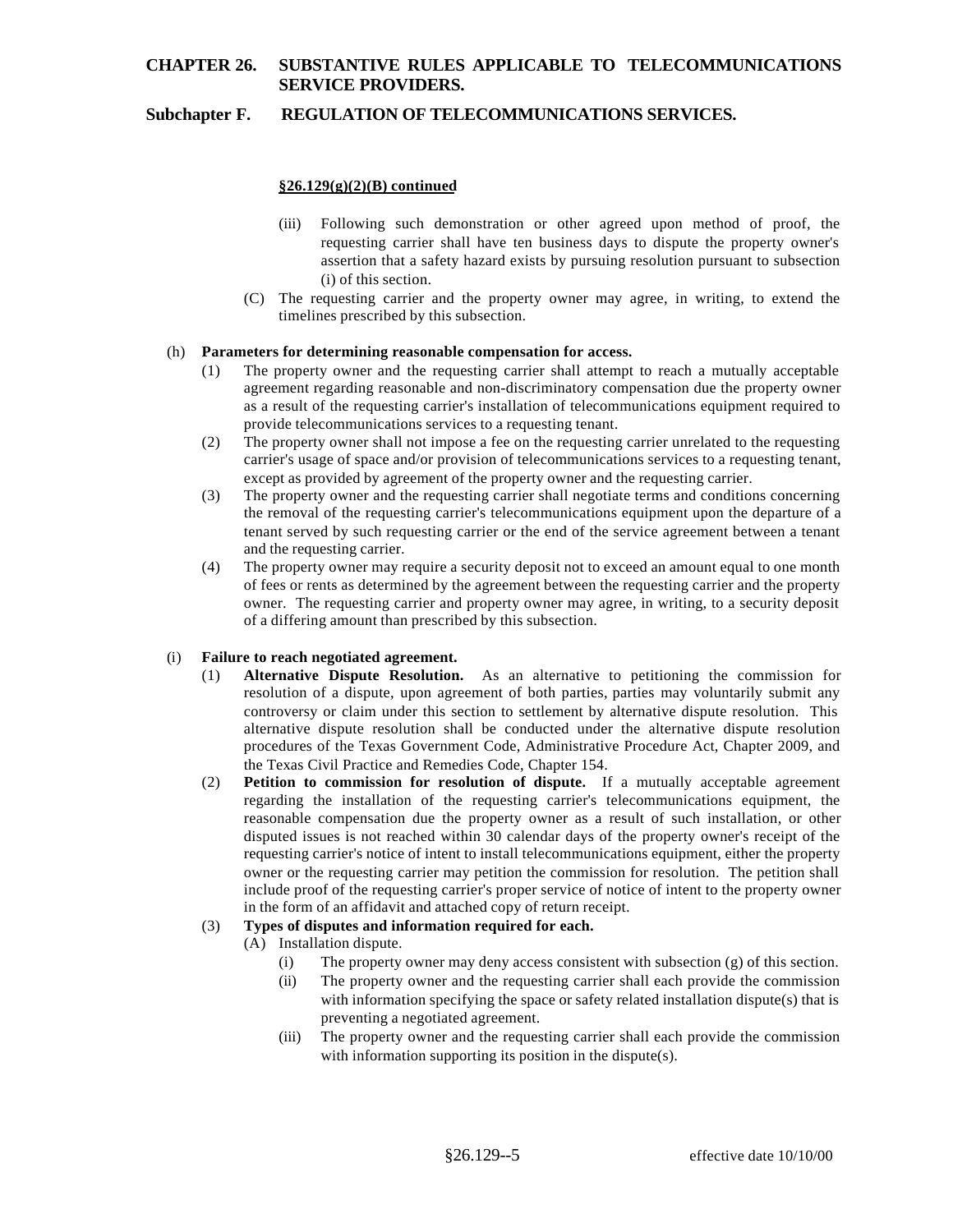**§26.129(g)(2)(B) continued**

(iii) Following such demonstration or other agreed upon method of proof, the requesting carrier shall have ten business days to dispute the property owner's assertion that a safety hazard exists by pursuing resolution pursuant to subsection (i) of this section.

(C) The requesting carrier and the property owner may agree, in writing, to extend the timelines prescribed by this subsection.

(h) **Parameters for determining reasonable compensation for access.**

(1) The property owner and the requesting carrier shall attempt to reach a mutually acceptable agreement regarding reasonable and non-discriminatory compensation due the property owner as a result of the requesting carrier's installation of telecommunications equipment required to provide telecommunications services to a requesting tenant.

(2) The property owner shall not impose a fee on the requesting carrier unrelated to the requesting carrier's usage of space and/or provision of telecommunications services to a requesting tenant, except as provided by agreement of the property owner and the requesting carrier.

(3) The property owner and the requesting carrier shall negotiate terms and conditions concerning the removal of the requesting carrier's telecommunications equipment upon the departure of a tenant served by such requesting carrier or the end of the service agreement between a tenant and the requesting carrier.

(4) The property owner may require a security deposit not to exceed an amount equal to one month of fees or rents as determined by the agreement between the requesting carrier and the property owner. The requesting carrier and property owner may agree, in writing, to a security deposit of a differing amount than prescribed by this subsection.

(i) **Failure to reach negotiated agreement.**

(1) **Alternative Dispute Resolution.** As an alternative to petitioning the commission for resolution of a dispute, upon agreement of both parties, parties may voluntarily submit any controversy or claim under this section to settlement by alternative dispute resolution. This alternative dispute resolution shall be conducted under the alternative dispute resolution procedures of the Texas Government Code, Administrative Procedure Act, Chapter 2009, and the Texas Civil Practice and Remedies Code, Chapter 154.

(2) **Petition to commission for resolution of dispute.** If a mutually acceptable agreement regarding the installation of the requesting carrier's telecommunications equipment, the reasonable compensation due the property owner as a result of such installation, or other disputed issues is not reached within 30 calendar days of the property owner's receipt of the requesting carrier's notice of intent to install telecommunications equipment, either the property owner or the requesting carrier may petition the commission for resolution. The petition shall include proof of the requesting carrier's proper service of notice of intent to the property owner in the form of an affidavit and attached copy of return receipt.

(3) **Types of disputes and information required for each.**

(A) Installation dispute.

(i) The property owner may deny access consistent with subsection (g) of this section.

(ii) The property owner and the requesting carrier shall each provide the commission with information specifying the space or safety related installation dispute(s) that is preventing a negotiated agreement.

(iii) The property owner and the requesting carrier shall each provide the commission with information supporting its position in the dispute(s).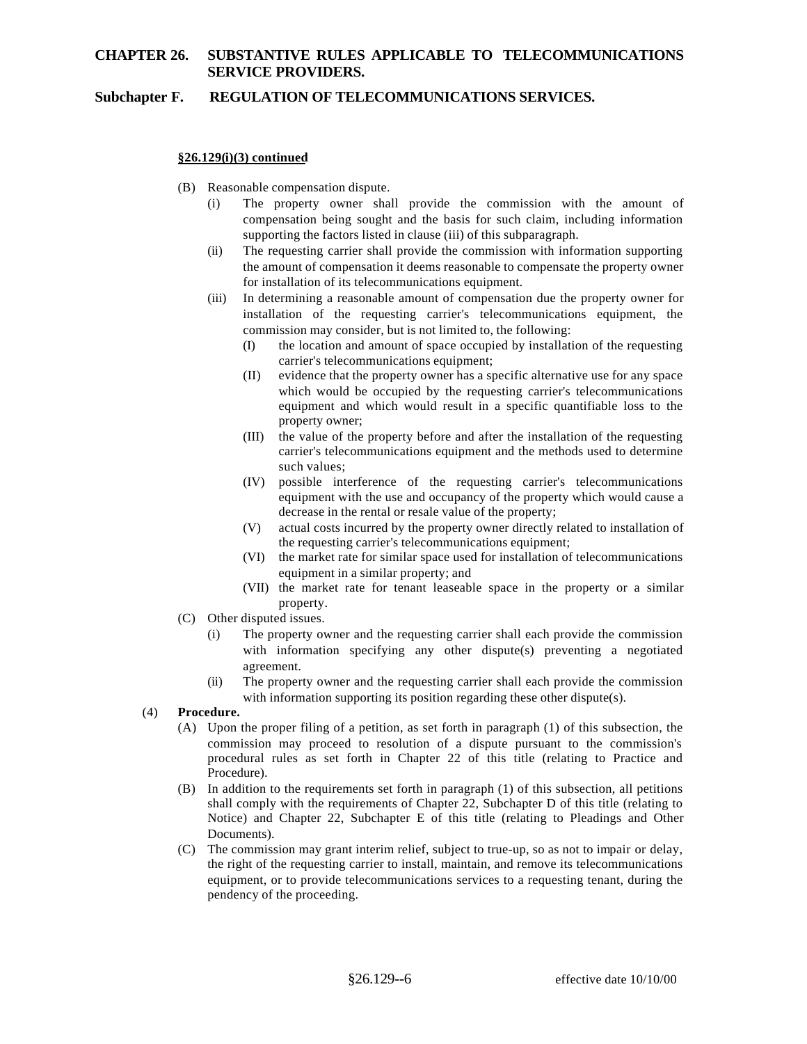**§26.129(i)(3) continued**

(B) Reasonable compensation dispute.

(i) The property owner shall provide the commission with the amount of compensation being sought and the basis for such claim, including information supporting the factors listed in clause (iii) of this subparagraph.

(ii) The requesting carrier shall provide the commission with information supporting the amount of compensation it deems reasonable to compensate the property owner for installation of its telecommunications equipment.

(iii) In determining a reasonable amount of compensation due the property owner for installation of the requesting carrier's telecommunications equipment, the commission may consider, but is not limited to, the following:

(I) the location and amount of space occupied by installation of the requesting carrier's telecommunications equipment;

(II) evidence that the property owner has a specific alternative use for any space which would be occupied by the requesting carrier's telecommunications equipment and which would result in a specific quantifiable loss to the property owner;

(III) the value of the property before and after the installation of the requesting carrier's telecommunications equipment and the methods used to determine such values;

(IV) possible interference of the requesting carrier's telecommunications equipment with the use and occupancy of the property which would cause a decrease in the rental or resale value of the property;

(V) actual costs incurred by the property owner directly related to installation of the requesting carrier's telecommunications equipment;

(VI) the market rate for similar space used for installation of telecommunications equipment in a similar property; and

(VII) the market rate for tenant leaseable space in the property or a similar property.

(C) Other disputed issues.

(i) The property owner and the requesting carrier shall each provide the commission with information specifying any other dispute(s) preventing a negotiated agreement.

(ii) The property owner and the requesting carrier shall each provide the commission with information supporting its position regarding these other dispute(s).

(4) **Procedure.**

(A) Upon the proper filing of a petition, as set forth in paragraph (1) of this subsection, the commission may proceed to resolution of a dispute pursuant to the commission's procedural rules as set forth in Chapter 22 of this title (relating to Practice and Procedure).

(B) In addition to the requirements set forth in paragraph (1) of this subsection, all petitions shall comply with the requirements of Chapter 22, Subchapter D of this title (relating to Notice) and Chapter 22, Subchapter E of this title (relating to Pleadings and Other Documents).

(C) The commission may grant interim relief, subject to true-up, so as not to impair or delay, the right of the requesting carrier to install, maintain, and remove its telecommunications equipment, or to provide telecommunications services to a requesting tenant, during the pendency of the proceeding.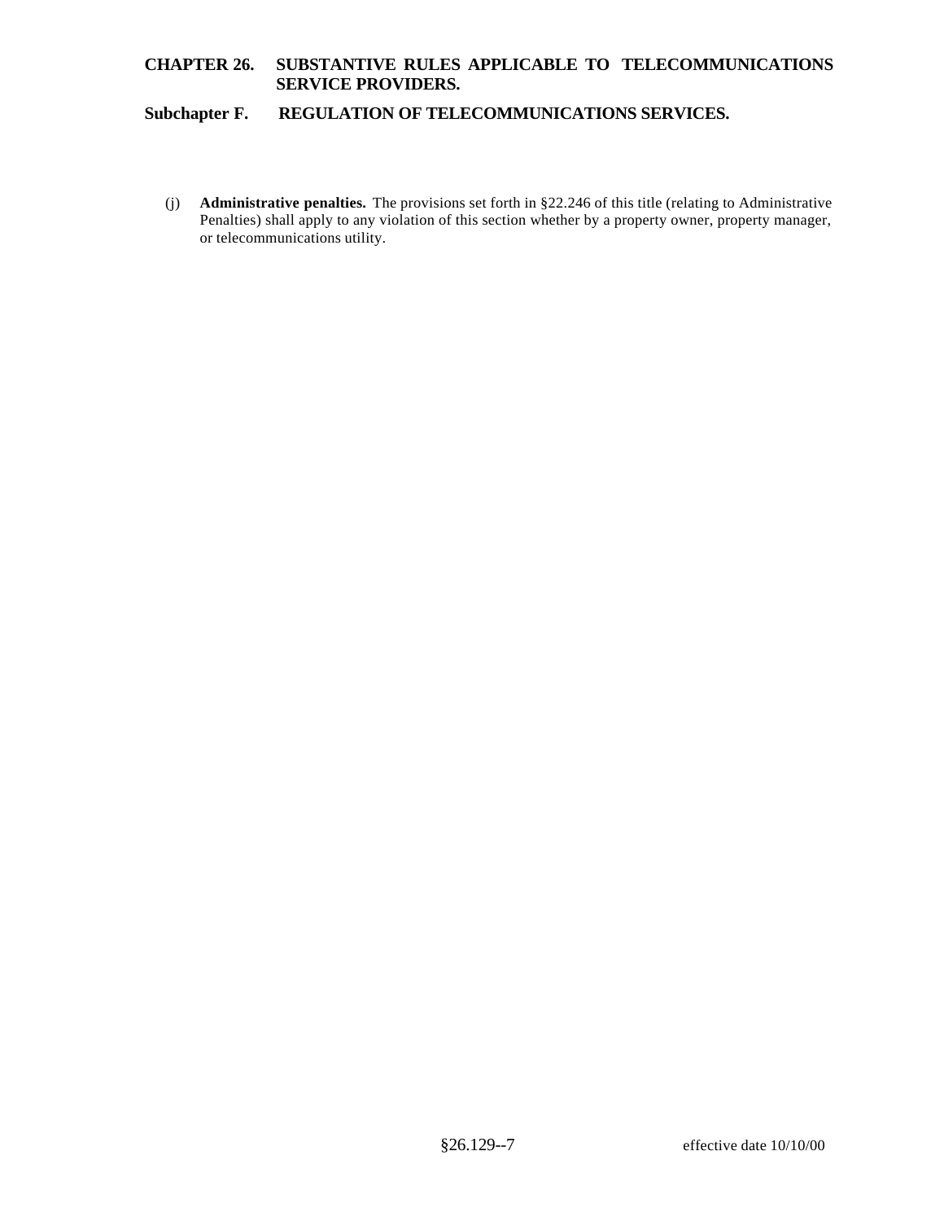(j) **Administrative penalties.** The provisions set forth in §22.246 of this title (relating to Administrative Penalties) shall apply to any violation of this section whether by a property owner, property manager, or telecommunications utility.